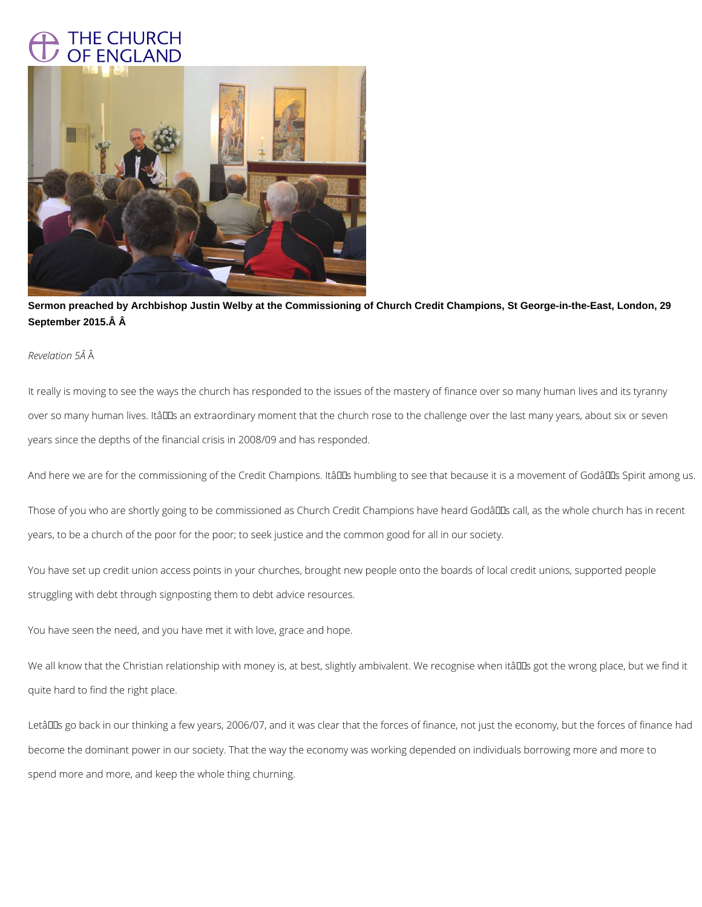Sermon preached by Archbishop Justin Welby at the Commissioning of Church Credit Champions, St George-in-the-East, London, 29 September 2015.

*Revelation 5*

It really is moving to see the ways the church has responded to the issues of the mastery of finance over so many human lives and its tyranny over so many human lives. It's an extraordinary moment that the church rose to the challenge over the last many years, about six or seven years since the depths of the financial crisis in 2008/09 and has responded.

And here we are for the commissioning of the Credit Champions. It's humbling to see that because it is a movement of God's Spirit among us.

Those of you who are shortly going to be commissioned as Church Credit Champions have heard God's call, as the whole church has in recent years, to be a church of the poor for the poor; to seek justice and the common good for all in our society.

You have set up credit union access points in your churches, brought new people onto the boards of local credit unions, supported people struggling with debt through signposting them to debt advice resources.

You have seen the need, and you have met it with love, grace and hope.

We all know that the Christian relationship with money is, at best, slightly ambivalent. We recognise when it's got the wrong place, but we find it quite hard to find the right place.

Let's go back in our thinking a few years, 2006/07, and it was clear that the forces of finance, not just the economy, but the forces of finance had become the dominant power in our society. That the way the economy was working depended on individuals borrowing more and more to spend more and more, and keep the whole thing churning.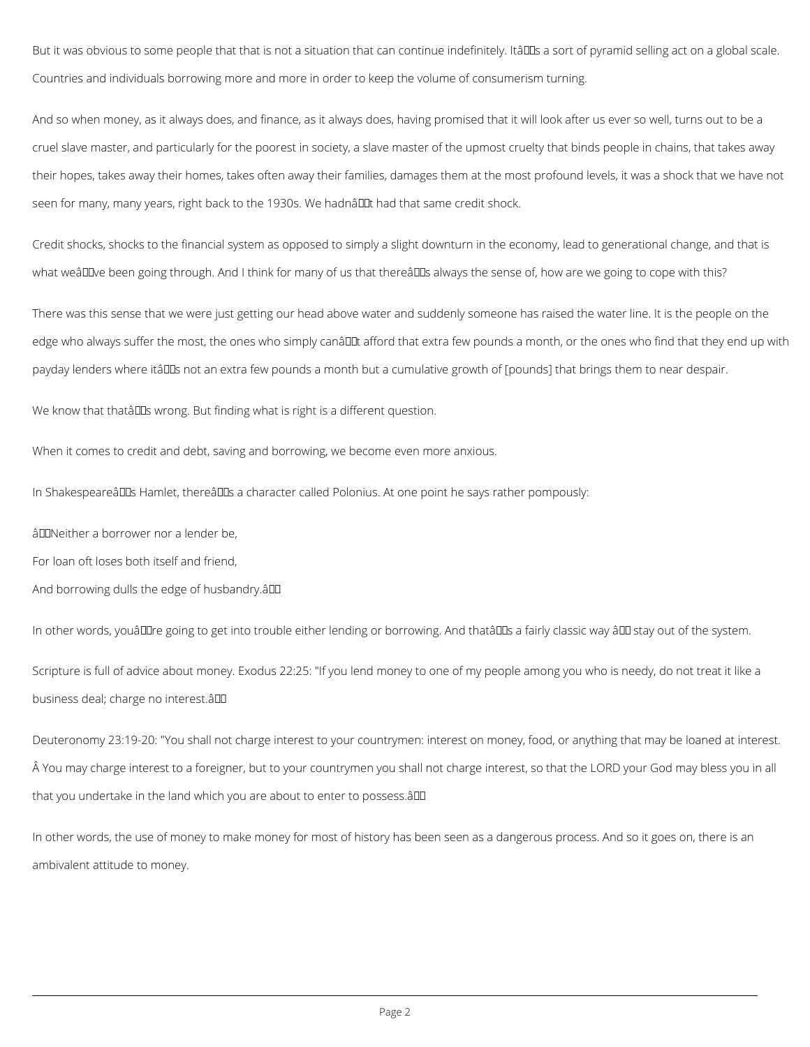But it was obvious to some people that that is not a situation that can continue indefinitely. It's a sort of pyramid selling act on a global scale. Countries and individuals borrowing more and more in order to keep the volume of consumerism turning.

And so when money, as it always does, and finance, as it always does, having promised that it will look after us ever so well, turns out to be a cruel slave master, and particularly for the poorest in society, a slave master of the upmost cruelty that binds people in chains, that takes away their hopes, takes away their homes, takes often away their families, damages them at the most profound levels, it was a shock that we have not seen for many, many years, right back to the 1930s. We hadn't had that same credit shock.

Credit shocks, shocks to the financial system as opposed to simply a slight downturn in the economy, lead to generational change, and that is what we've been going through. And I think for many of us that there's always the sense of, how are we going to cope with this?

There was this sense that we were just getting our head above water and suddenly someone has raised the water line. It is the people on the edge who always suffer the most, the ones who simply can't afford that extra few pounds a month, or the ones who find that they end up with payday lenders where it's not an extra few pounds a month but a cumulative growth of [pounds] that brings them to near despair.

We know that that's wrong. But finding what is right is a different question.

When it comes to credit and debt, saving and borrowing, we become even more anxious.

In Shakespeare's Hamlet, there's a character called Polonius. At one point he says rather pompously:

"Neither a borrower nor a lender be,

For loan oft loses both itself and friend,

And borrowing dulls the edge of husbandry."

In other words, you're going to get into trouble either lending or borrowing. And that's a fairly classic way – stay out of the system.

Scripture is full of advice about money. Exodus 22:25: "If you lend money to one of my people among you who is needy, do not treat it like a business deal; charge no interest."

Deuteronomy 23:19-20: "You shall not charge interest to your countrymen: interest on money, food, or anything that may be loaned at interest. You may charge interest to a foreigner, but to your countrymen you shall not charge interest, so that the LORD your God may bless you in all that you undertake in the land which you are about to enter to possess."

In other words, the use of money to make money for most of history has been seen as a dangerous process. And so it goes on, there is an ambivalent attitude to money.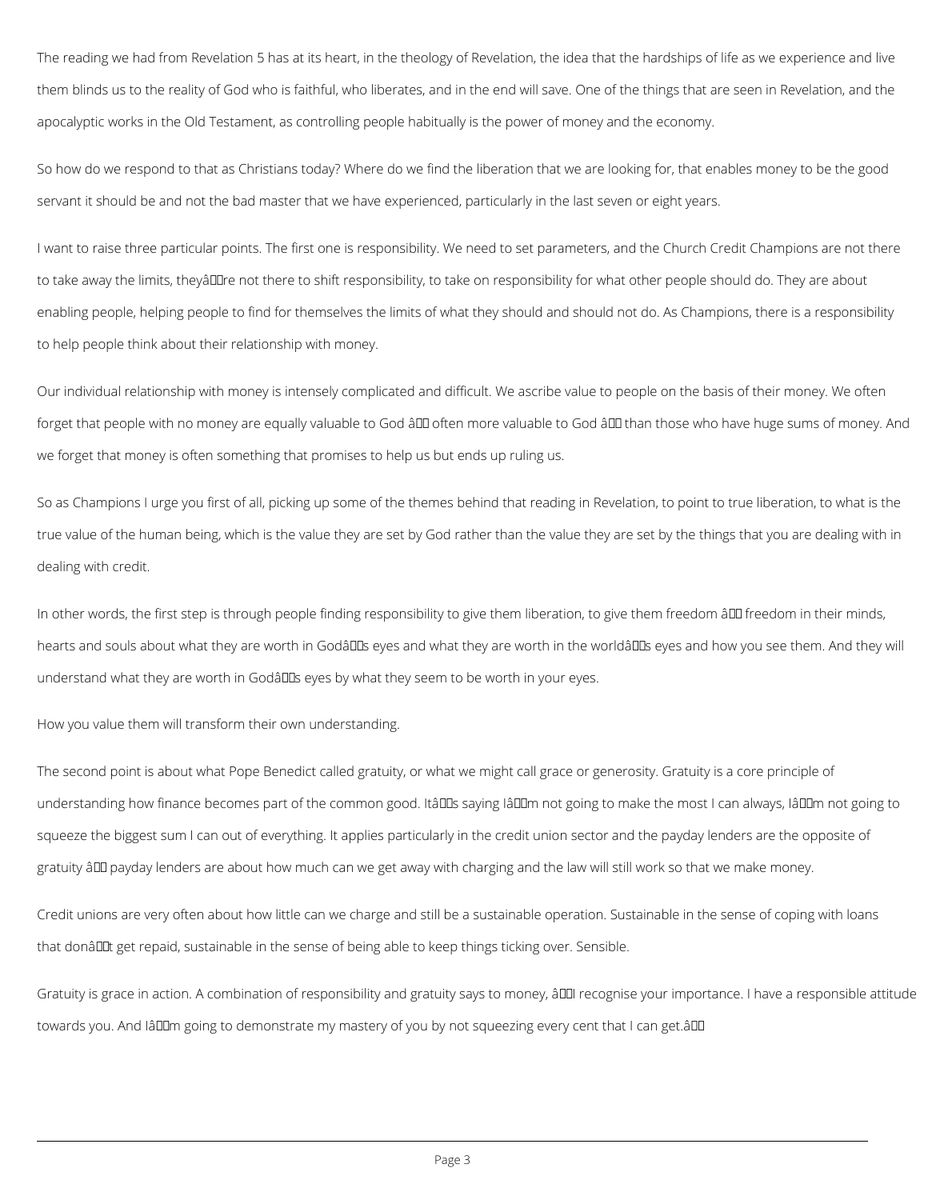The reading we had from Revelation 5 has at its heart, in the theology of Revelation, the idea that the hardships of life as we experience and live them blinds us to the reality of God who is faithful, who liberates, and in the end will save. One of the things that are seen in Revelation, and the apocalyptic works in the Old Testament, as controlling people habitually is the power of money and the economy.

So how do we respond to that as Christians today? Where do we find the liberation that we are looking for, that enables money to be the good servant it should be and not the bad master that we have experienced, particularly in the last seven or eight years.

I want to raise three particular points. The first one is responsibility. We need to set parameters, and the Church Credit Champions are not there to take away the limits, they’re not there to shift responsibility, to take on responsibility for what other people should do. They are about enabling people, helping people to find for themselves the limits of what they should and should not do. As Champions, there is a responsibility to help people think about their relationship with money.

Our individual relationship with money is intensely complicated and difficult. We ascribe value to people on the basis of their money. We often forget that people with no money are equally valuable to God – often more valuable to God – than those who have huge sums of money. And we forget that money is often something that promises to help us but ends up ruling us.

So as Champions I urge you first of all, picking up some of the themes behind that reading in Revelation, to point to true liberation, to what is the true value of the human being, which is the value they are set by God rather than the value they are set by the things that you are dealing with in dealing with credit.

In other words, the first step is through people finding responsibility to give them liberation, to give them freedom – freedom in their minds, hearts and souls about what they are worth in God’s eyes and what they are worth in the world’s eyes and how you see them. And they will understand what they are worth in God’s eyes by what they seem to be worth in your eyes.

How you value them will transform their own understanding.

The second point is about what Pope Benedict called gratuity, or what we might call grace or generosity. Gratuity is a core principle of understanding how finance becomes part of the common good. It’s saying I’m not going to make the most I can always, I’m not going to squeeze the biggest sum I can out of everything. It applies particularly in the credit union sector and the payday lenders are the opposite of gratuity – payday lenders are about how much can we get away with charging and the law will still work so that we make money.

Credit unions are very often about how little can we charge and still be a sustainable operation. Sustainable in the sense of coping with loans that don’t get repaid, sustainable in the sense of being able to keep things ticking over. Sensible.

Gratuity is grace in action. A combination of responsibility and gratuity says to money, “I recognise your importance. I have a responsible attitude towards you. And I’m going to demonstrate my mastery of you by not squeezing every cent that I can get.”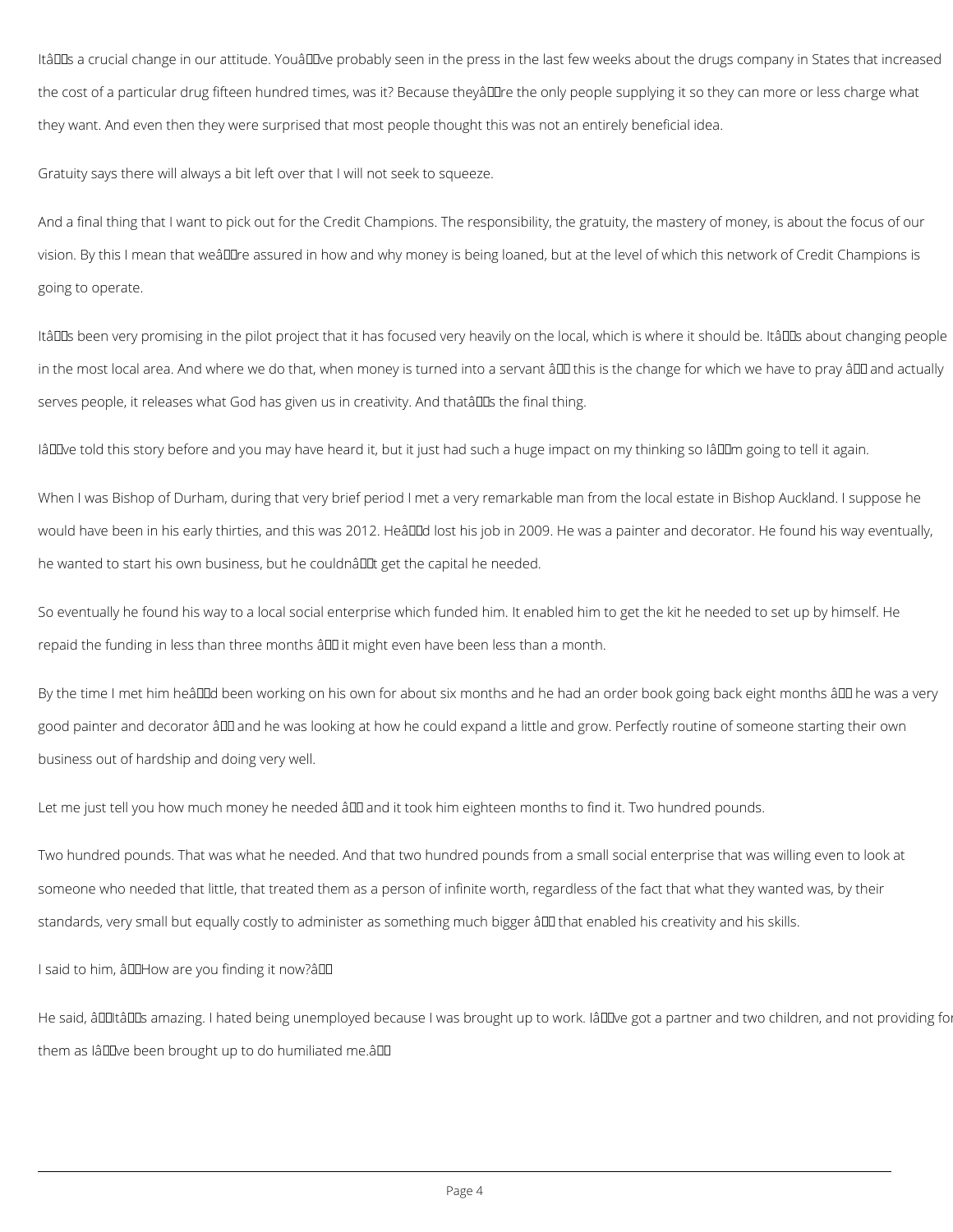It’s a crucial change in our attitude. You’ve probably seen in the press in the last few weeks about the drugs company in States that increased the cost of a particular drug fifteen hundred times, was it? Because they’re the only people supplying it so they can more or less charge what they want. And even then they were surprised that most people thought this was not an entirely beneficial idea.

Gratuity says there will always a bit left over that I will not seek to squeeze.

And a final thing that I want to pick out for the Credit Champions. The responsibility, the gratuity, the mastery of money, is about the focus of our vision. By this I mean that we’re assured in how and why money is being loaned, but at the level of which this network of Credit Champions is going to operate.

It’s been very promising in the pilot project that it has focused very heavily on the local, which is where it should be. It’s about changing people in the most local area. And where we do that, when money is turned into a servant – this is the change for which we have to pray – and actually serves people, it releases what God has given us in creativity. And that’s the final thing.

I’ve told this story before and you may have heard it, but it just had such a huge impact on my thinking so I’m going to tell it again.

When I was Bishop of Durham, during that very brief period I met a very remarkable man from the local estate in Bishop Auckland. I suppose he would have been in his early thirties, and this was 2012. He’d lost his job in 2009. He was a painter and decorator. He found his way eventually, he wanted to start his own business, but he couldn’t get the capital he needed.

So eventually he found his way to a local social enterprise which funded him. It enabled him to get the kit he needed to set up by himself. He repaid the funding in less than three months – it might even have been less than a month.

By the time I met him he’d been working on his own for about six months and he had an order book going back eight months – he was a very good painter and decorator – and he was looking at how he could expand a little and grow. Perfectly routine of someone starting their own business out of hardship and doing very well.

Let me just tell you how much money he needed – and it took him eighteen months to find it. Two hundred pounds.

Two hundred pounds. That was what he needed. And that two hundred pounds from a small social enterprise that was willing even to look at someone who needed that little, that treated them as a person of infinite worth, regardless of the fact that what they wanted was, by their standards, very small but equally costly to administer as something much bigger – that enabled his creativity and his skills.

I said to him, “How are you finding it now?”

He said, “It’s amazing. I hated being unemployed because I was brought up to work. I’ve got a partner and two children, and not providing for them as I’ve been brought up to do humiliated me.”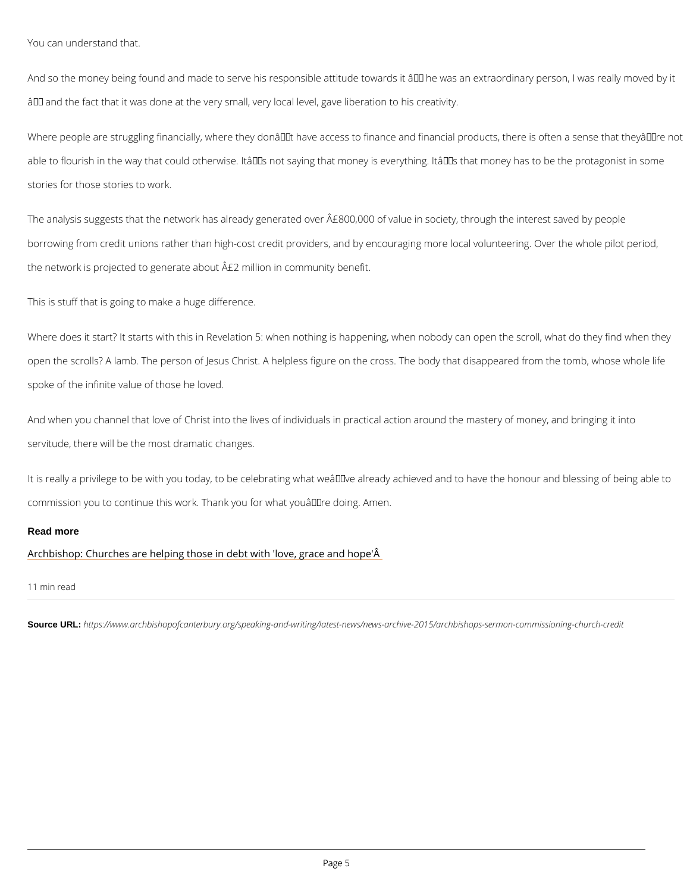You can understand that.

And so the money being found and made to serve his responsible attitude towards it â he was an extraordinary person, I was really moved by it â and the fact that it was done at the very small, very local level, gave liberation to his creativity.

Where people are struggling financially, where they donât have access to finance and financial products, there is often a sense that theyâre not able to flourish in the way that could otherwise. Itâs not saying that money is everything. Itâs that money has to be the protagonist in some stories for those stories to work.

The analysis suggests that the network has already generated over Â£800,000 of value in society, through the interest saved by people borrowing from credit unions rather than high-cost credit providers, and by encouraging more local volunteering. Over the whole pilot period, the network is projected to generate about Â£2 million in community benefit.

This is stuff that is going to make a huge difference.

Where does it start? It starts with this in Revelation 5: when nothing is happening, when nobody can open the scroll, what do they find when they open the scrolls? A lamb. The person of Jesus Christ. A helpless figure on the cross. The body that disappeared from the tomb, whose whole life spoke of the infinite value of those he loved.

And when you channel that love of Christ into the lives of individuals in practical action around the mastery of money, and bringing it into servitude, there will be the most dramatic changes.

It is really a privilege to be with you today, to be celebrating what weâve already achieved and to have the honour and blessing of being able to commission you to continue this work. Thank you for what youâre doing. Amen.

**Read more**

Archbishop: Churches are helping those in debt with 'love, grace and hope'Â

11 min read

**Source URL:** *https://www.archbishopofcanterbury.org/speaking-and-writing/latest-news/news-archive-2015/archbishops-sermon-commissioning-church-credit*